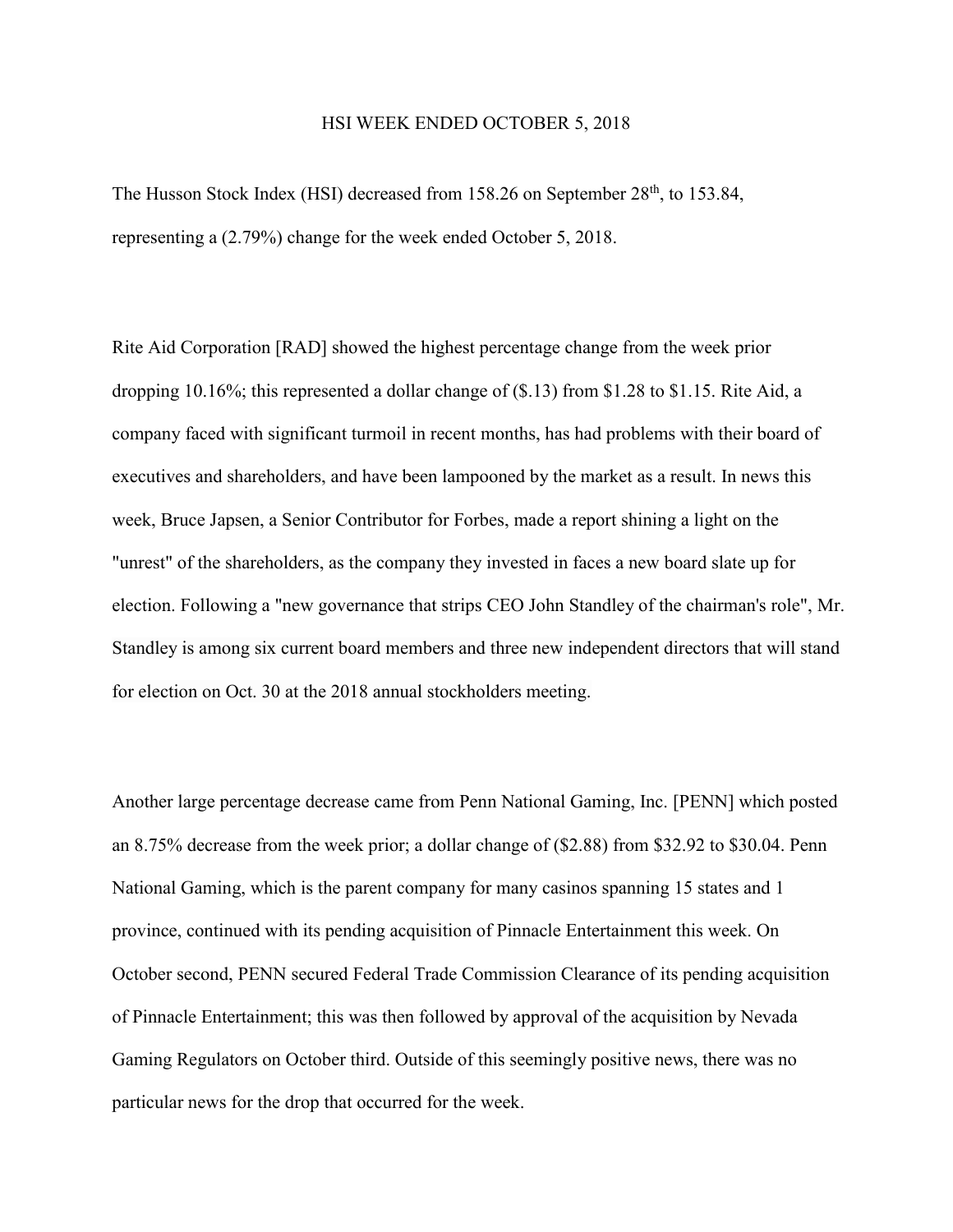# HSI WEEK ENDED OCTOBER 5, 2018

The Husson Stock Index (HSI) decreased from 158.26 on September 28th, to 153.84, representing a (2.79%) change for the week ended October 5, 2018.

Rite Aid Corporation [RAD] showed the highest percentage change from the week prior dropping 10.16%; this represented a dollar change of ($.13) from $1.28 to $1.15. Rite Aid, a company faced with significant turmoil in recent months, has had problems with their board of executives and shareholders, and have been lampooned by the market as a result. In news this week, Bruce Japsen, a Senior Contributor for Forbes, made a report shining a light on the "unrest" of the shareholders, as the company they invested in faces a new board slate up for election. Following a "new governance that strips CEO John Standley of the chairman's role", Mr. Standley is among six current board members and three new independent directors that will stand for election on Oct. 30 at the 2018 annual stockholders meeting.

Another large percentage decrease came from Penn National Gaming, Inc. [PENN] which posted an 8.75% decrease from the week prior; a dollar change of ($2.88) from $32.92 to $30.04. Penn National Gaming, which is the parent company for many casinos spanning 15 states and 1 province, continued with its pending acquisition of Pinnacle Entertainment this week. On October second, PENN secured Federal Trade Commission Clearance of its pending acquisition of Pinnacle Entertainment; this was then followed by approval of the acquisition by Nevada Gaming Regulators on October third. Outside of this seemingly positive news, there was no particular news for the drop that occurred for the week.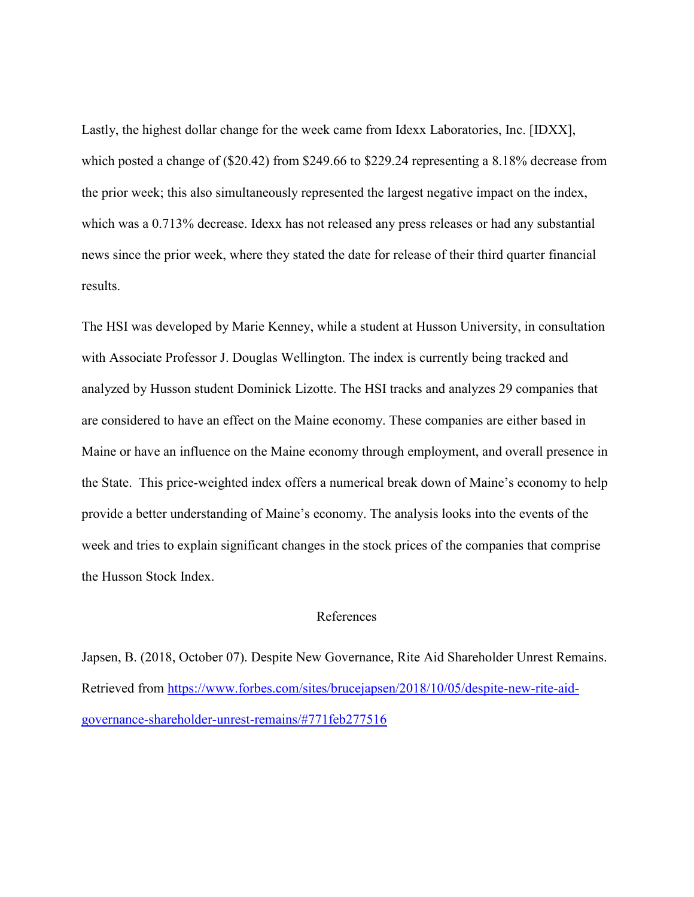Lastly, the highest dollar change for the week came from Idexx Laboratories, Inc. [IDXX], which posted a change of ($20.42) from $249.66 to $229.24 representing a 8.18% decrease from the prior week; this also simultaneously represented the largest negative impact on the index, which was a 0.713% decrease. Idexx has not released any press releases or had any substantial news since the prior week, where they stated the date for release of their third quarter financial results.

The HSI was developed by Marie Kenney, while a student at Husson University, in consultation with Associate Professor J. Douglas Wellington. The index is currently being tracked and analyzed by Husson student Dominick Lizotte. The HSI tracks and analyzes 29 companies that are considered to have an effect on the Maine economy. These companies are either based in Maine or have an influence on the Maine economy through employment, and overall presence in the State. This price-weighted index offers a numerical break down of Maine's economy to help provide a better understanding of Maine's economy. The analysis looks into the events of the week and tries to explain significant changes in the stock prices of the companies that comprise the Husson Stock Index.

## References

Japsen, B. (2018, October 07). Despite New Governance, Rite Aid Shareholder Unrest Remains. Retrieved from https://www.forbes.com/sites/brucejapsen/2018/10/05/despite-new-rite-aid-governance-shareholder-unrest-remains/#771feb277516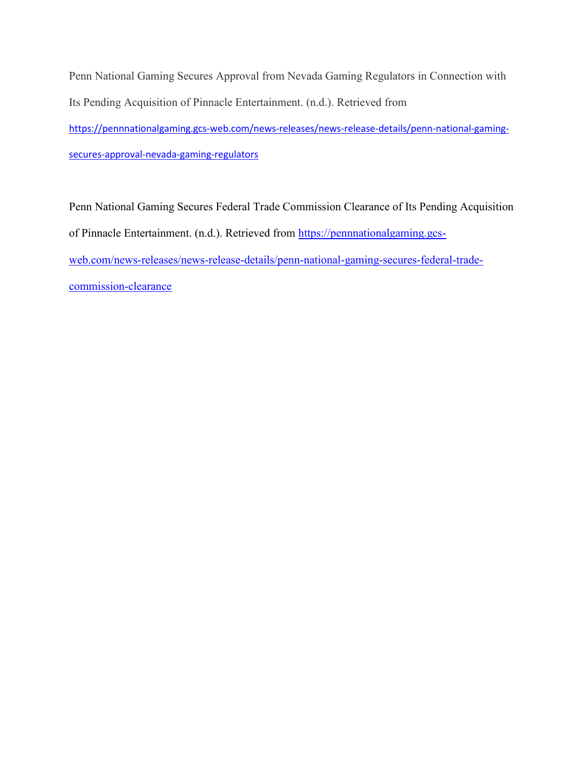Penn National Gaming Secures Approval from Nevada Gaming Regulators in Connection with Its Pending Acquisition of Pinnacle Entertainment. (n.d.). Retrieved from https://pennnationalgaming.gcs-web.com/news-releases/news-release-details/penn-national-gaming-secures-approval-nevada-gaming-regulators

Penn National Gaming Secures Federal Trade Commission Clearance of Its Pending Acquisition of Pinnacle Entertainment. (n.d.). Retrieved from https://pennnationalgaming.gcs-web.com/news-releases/news-release-details/penn-national-gaming-secures-federal-trade-commission-clearance